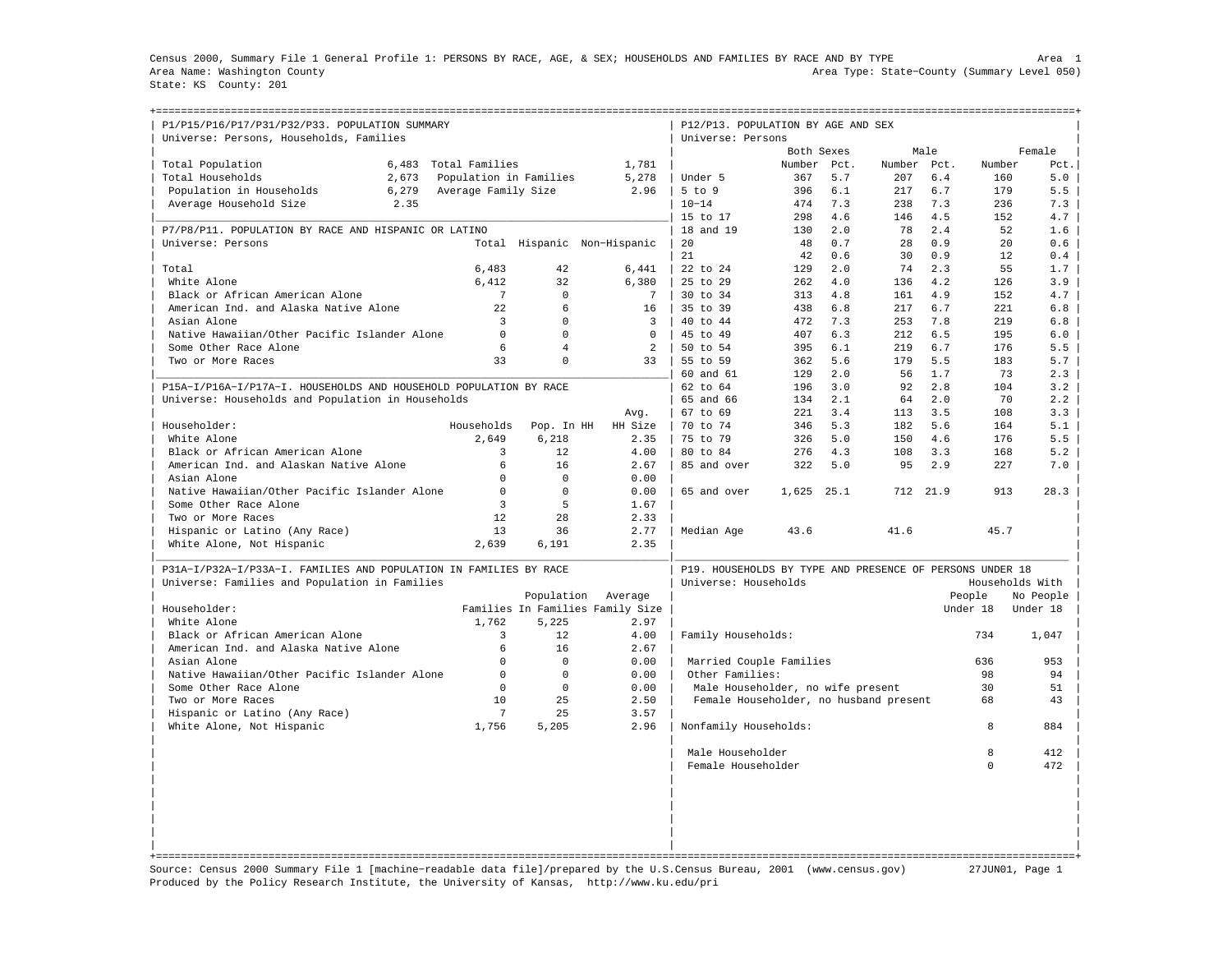Census 2000, Summary File 1 General Profile 1: PERSONS BY RACE, AGE, & SEX; HOUSEHOLDS AND FAMILIES BY RACE AND BY TYPE

Area 1

Area Name: Washington County

Area Type: State-County (Summary Level 050)

State: KS County: 201

## P1/P15/P16/P17/P31/P32/P33. POPULATION SUMMARY

Universe: Persons, Households, Families

| | | | |
|---|---|---|---|
| Total Population | 6,483 | Total Families | 1,781 |
| Total Households | 2,673 | Population in Families | 5,278 |
| Population in Households | 6,279 | Average Family Size | 2.96 |
| Average Household Size | 2.35 | | |

## P7/P8/P11. POPULATION BY RACE AND HISPANIC OR LATINO

Universe: Persons

| | Total | Hispanic | Non-Hispanic |
|---|---|---|---|
| Total | 6,483 | 42 | 6,441 |
| White Alone | 6,412 | 32 | 6,380 |
| Black or African American Alone | 7 | 0 | 7 |
| American Ind. and Alaska Native Alone | 22 | 6 | 16 |
| Asian Alone | 3 | 0 | 3 |
| Native Hawaiian/Other Pacific Islander Alone | 0 | 0 | 0 |
| Some Other Race Alone | 6 | 4 | 2 |
| Two or More Races | 33 | 0 | 33 |

## P15A-I/P16A-I/P17A-I. HOUSEHOLDS AND HOUSEHOLD POPULATION BY RACE

Universe: Households and Population in Households

| Householder: | Households | Pop. In HH | Avg. HH Size |
|---|---|---|---|
| White Alone | 2,649 | 6,218 | 2.35 |
| Black or African American Alone | 3 | 12 | 4.00 |
| American Ind. and Alaskan Native Alone | 6 | 16 | 2.67 |
| Asian Alone | 0 | 0 | 0.00 |
| Native Hawaiian/Other Pacific Islander Alone | 0 | 0 | 0.00 |
| Some Other Race Alone | 3 | 5 | 1.67 |
| Two or More Races | 12 | 28 | 2.33 |
| Hispanic or Latino (Any Race) | 13 | 36 | 2.77 |
| White Alone, Not Hispanic | 2,639 | 6,191 | 2.35 |

## P31A-I/P32A-I/P33A-I. FAMILIES AND POPULATION IN FAMILIES BY RACE

Universe: Families and Population in Families

| Householder: | Families | Population In Families | Average Family Size |
|---|---|---|---|
| White Alone | 1,762 | 5,225 | 2.97 |
| Black or African American Alone | 3 | 12 | 4.00 |
| American Ind. and Alaska Native Alone | 6 | 16 | 2.67 |
| Asian Alone | 0 | 0 | 0.00 |
| Native Hawaiian/Other Pacific Islander Alone | 0 | 0 | 0.00 |
| Some Other Race Alone | 0 | 0 | 0.00 |
| Two or More Races | 10 | 25 | 2.50 |
| Hispanic or Latino (Any Race) | 7 | 25 | 3.57 |
| White Alone, Not Hispanic | 1,756 | 5,205 | 2.96 |

## P12/P13. POPULATION BY AGE AND SEX

Universe: Persons

| | Both Sexes Number | Both Sexes Pct. | Male Number | Male Pct. | Female Number | Female Pct. |
|---|---|---|---|---|---|---|
| Under 5 | 367 | 5.7 | 207 | 6.4 | 160 | 5.0 |
| 5 to 9 | 396 | 6.1 | 217 | 6.7 | 179 | 5.5 |
| 10-14 | 474 | 7.3 | 238 | 7.3 | 236 | 7.3 |
| 15 to 17 | 298 | 4.6 | 146 | 4.5 | 152 | 4.7 |
| 18 and 19 | 130 | 2.0 | 78 | 2.4 | 52 | 1.6 |
| 20 | 48 | 0.7 | 28 | 0.9 | 20 | 0.6 |
| 21 | 42 | 0.6 | 30 | 0.9 | 12 | 0.4 |
| 22 to 24 | 129 | 2.0 | 74 | 2.3 | 55 | 1.7 |
| 25 to 29 | 262 | 4.0 | 136 | 4.2 | 126 | 3.9 |
| 30 to 34 | 313 | 4.8 | 161 | 4.9 | 152 | 4.7 |
| 35 to 39 | 438 | 6.8 | 217 | 6.7 | 221 | 6.8 |
| 40 to 44 | 472 | 7.3 | 253 | 7.8 | 219 | 6.8 |
| 45 to 49 | 407 | 6.3 | 212 | 6.5 | 195 | 6.0 |
| 50 to 54 | 395 | 6.1 | 219 | 6.7 | 176 | 5.5 |
| 55 to 59 | 362 | 5.6 | 179 | 5.5 | 183 | 5.7 |
| 60 and 61 | 129 | 2.0 | 56 | 1.7 | 73 | 2.3 |
| 62 to 64 | 196 | 3.0 | 92 | 2.8 | 104 | 3.2 |
| 65 and 66 | 134 | 2.1 | 64 | 2.0 | 70 | 2.2 |
| 67 to 69 | 221 | 3.4 | 113 | 3.5 | 108 | 3.3 |
| 70 to 74 | 346 | 5.3 | 182 | 5.6 | 164 | 5.1 |
| 75 to 79 | 326 | 5.0 | 150 | 4.6 | 176 | 5.5 |
| 80 to 84 | 276 | 4.3 | 108 | 3.3 | 168 | 5.2 |
| 85 and over | 322 | 5.0 | 95 | 2.9 | 227 | 7.0 |
| 65 and over | 1,625 | 25.1 | 712 | 21.9 | 913 | 28.3 |
| Median Age | 43.6 | | 41.6 | | 45.7 | |

## P19. HOUSEHOLDS BY TYPE AND PRESENCE OF PERSONS UNDER 18

Universe: Households

| | Households With People Under 18 | Households With No People Under 18 |
|---|---|---|
| Family Households: | 734 | 1,047 |
| Married Couple Families | 636 | 953 |
| Other Families: | 98 | 94 |
| Male Householder, no wife present | 30 | 51 |
| Female Householder, no husband present | 68 | 43 |
| Nonfamily Households: | 8 | 884 |
| Male Householder | 8 | 412 |
| Female Householder | 0 | 472 |

Source: Census 2000 Summary File 1 [machine-readable data file]/prepared by the U.S.Census Bureau, 2001 (www.census.gov) 27JUN01, Page 1

Produced by the Policy Research Institute, the University of Kansas, http://www.ku.edu/pri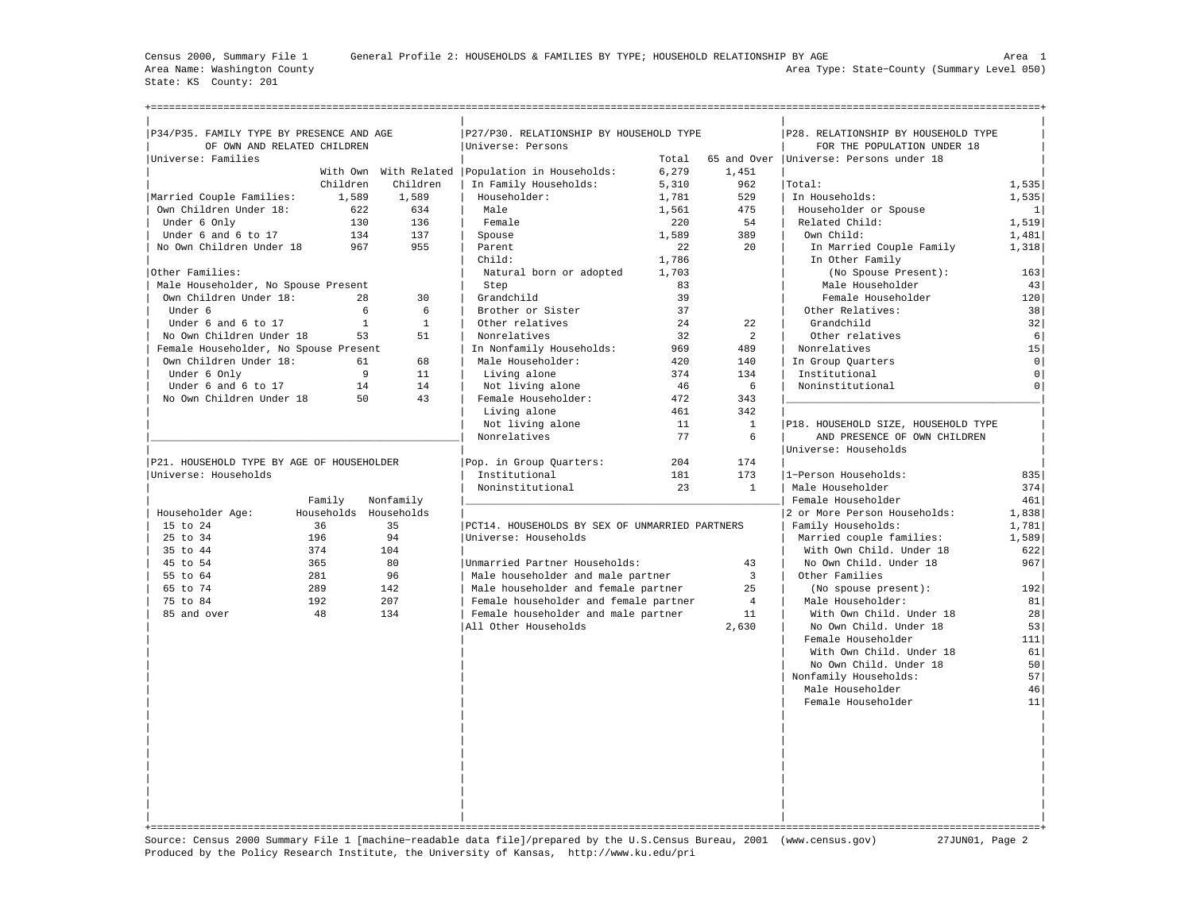Census 2000, Summary File 1 — General Profile 2: HOUSEHOLDS & FAMILIES BY TYPE; HOUSEHOLD RELATIONSHIP BY AGE — Area 1

Area Name: Washington County — Area Type: State-County (Summary Level 050)

State: KS County: 201

## P34/P35. FAMILY TYPE BY PRESENCE AND AGE OF OWN AND RELATED CHILDREN

Universe: Families

| | With Own Children | With Related Children |
|---|---|---|
| Married Couple Families: | 1,589 | 1,589 |
| Own Children Under 18: | 622 | 634 |
| Under 6 Only | 130 | 136 |
| Under 6 and 6 to 17 | 134 | 137 |
| No Own Children Under 18 | 967 | 955 |
| Other Families: | | |
| Male Householder, No Spouse Present | | |
| Own Children Under 18: | 28 | 30 |
| Under 6 | 6 | 6 |
| Under 6 and 6 to 17 | 1 | 1 |
| No Own Children Under 18 | 53 | 51 |
| Female Householder, No Spouse Present | | |
| Own Children Under 18: | 61 | 68 |
| Under 6 Only | 9 | 11 |
| Under 6 and 6 to 17 | 14 | 14 |
| No Own Children Under 18 | 50 | 43 |

## P21. HOUSEHOLD TYPE BY AGE OF HOUSEHOLDER

Universe: Households

| Householder Age: | Family Households | Nonfamily Households |
|---|---|---|
| 15 to 24 | 36 | 35 |
| 25 to 34 | 196 | 94 |
| 35 to 44 | 374 | 104 |
| 45 to 54 | 365 | 80 |
| 55 to 64 | 281 | 96 |
| 65 to 74 | 289 | 142 |
| 75 to 84 | 192 | 207 |
| 85 and over | 48 | 134 |

## P27/P30. RELATIONSHIP BY HOUSEHOLD TYPE

Universe: Persons

| | Total | 65 and Over |
|---|---|---|
| Population in Households: | 6,279 | 1,451 |
| In Family Households: | 5,310 | 962 |
| Householder: | 1,781 | 529 |
| Male | 1,561 | 475 |
| Female | 220 | 54 |
| Spouse | 1,589 | 389 |
| Parent | 22 | 20 |
| Child: | 1,786 | |
| Natural born or adopted | 1,703 | |
| Step | 83 | |
| Grandchild | 39 | |
| Brother or Sister | 37 | |
| Other relatives | 24 | 22 |
| Nonrelatives | 32 | 2 |
| In Nonfamily Households: | 969 | 489 |
| Male Householder: | 420 | 140 |
| Living alone | 374 | 134 |
| Not living alone | 46 | 6 |
| Female Householder: | 472 | 343 |
| Living alone | 461 | 342 |
| Not living alone | 11 | 1 |
| Nonrelatives | 77 | 6 |
| Pop. in Group Quarters: | 204 | 174 |
| Institutional | 181 | 173 |
| Noninstitutional | 23 | 1 |

## PCT14. HOUSEHOLDS BY SEX OF UNMARRIED PARTNERS

Universe: Households

| | |
|---|---|
| Unmarried Partner Households: | 43 |
| Male householder and male partner | 3 |
| Male householder and female partner | 25 |
| Female householder and female partner | 4 |
| Female householder and male partner | 11 |
| All Other Households | 2,630 |

## P28. RELATIONSHIP BY HOUSEHOLD TYPE FOR THE POPULATION UNDER 18

Universe: Persons under 18

| | |
|---|---|
| Total: | 1,535 |
| In Households: | 1,535 |
| Householder or Spouse | 1 |
| Related Child: | 1,519 |
| Own Child: | 1,481 |
| In Married Couple Family | 1,318 |
| In Other Family (No Spouse Present): | 163 |
| Male Householder | 43 |
| Female Householder | 120 |
| Other Relatives: | 38 |
| Grandchild | 32 |
| Other relatives | 6 |
| Nonrelatives | 15 |
| In Group Quarters | 0 |
| Institutional | 0 |
| Noninstitutional | 0 |

## P18. HOUSEHOLD SIZE, HOUSEHOLD TYPE AND PRESENCE OF OWN CHILDREN

Universe: Households

| | |
|---|---|
| 1-Person Households: | 835 |
| Male Householder | 374 |
| Female Householder | 461 |
| 2 or More Person Households: | 1,838 |
| Family Households: | 1,781 |
| Married couple families: | 1,589 |
| With Own Child. Under 18 | 622 |
| No Own Child. Under 18 | 967 |
| Other Families (No spouse present): | 192 |
| Male Householder: | 81 |
| With Own Child. Under 18 | 28 |
| No Own Child. Under 18 | 53 |
| Female Householder | 111 |
| With Own Child. Under 18 | 61 |
| No Own Child. Under 18 | 50 |
| Nonfamily Households: | 57 |
| Male Householder | 46 |
| Female Householder | 11 |

Source: Census 2000 Summary File 1 [machine-readable data file]/prepared by the U.S.Census Bureau, 2001 (www.census.gov) 27JUN01

Produced by the Policy Research Institute, the University of Kansas, http://www.ku.edu/pri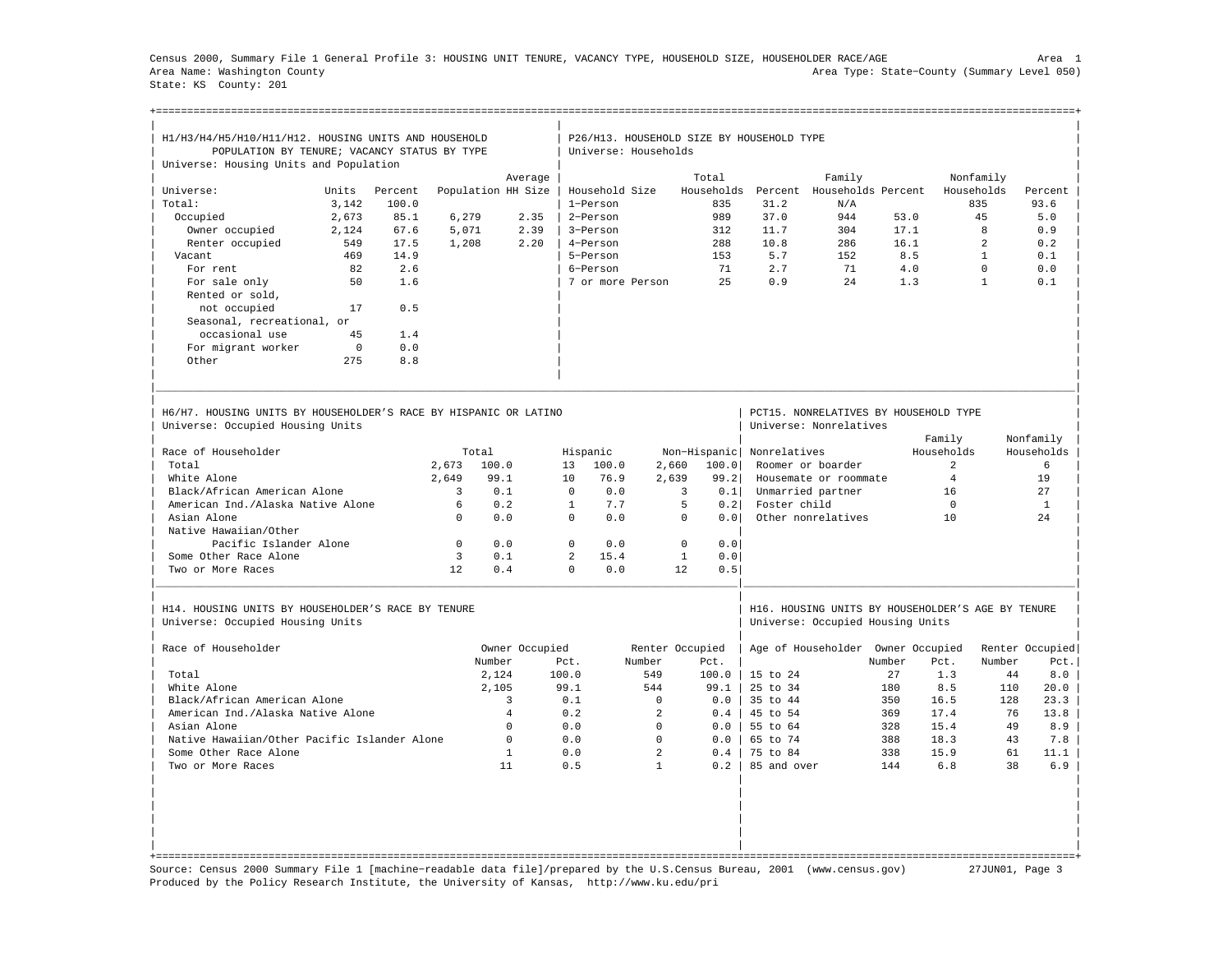Census 2000, Summary File 1 General Profile 3: HOUSING UNIT TENURE, VACANCY TYPE, HOUSEHOLD SIZE, HOUSEHOLDER RACE/AGE

Area 1

Area Name: Washington County

Area Type: State−County (Summary Level 050)

State: KS County: 201

## H1/H3/H4/H5/H10/H11/H12. HOUSING UNITS AND HOUSEHOLD POPULATION BY TENURE; VACANCY STATUS BY TYPE

Universe: Housing Units and Population

| Universe: | Units | Percent | Population | Average HH Size |
|---|---|---|---|---|
| Total: | 3,142 | 100.0 | | |
| Occupied | 2,673 | 85.1 | 6,279 | 2.35 |
| Owner occupied | 2,124 | 67.6 | 5,071 | 2.39 |
| Renter occupied | 549 | 17.5 | 1,208 | 2.20 |
| Vacant | 469 | 14.9 | | |
| For rent | 82 | 2.6 | | |
| For sale only | 50 | 1.6 | | |
| Rented or sold, not occupied | 17 | 0.5 | | |
| Seasonal, recreational, or occasional use | 45 | 1.4 | | |
| For migrant worker | 0 | 0.0 | | |
| Other | 275 | 8.8 | | |

## P26/H13. HOUSEHOLD SIZE BY HOUSEHOLD TYPE

Universe: Households

| Household Size | Total Households | Percent | Family Households | Percent | Nonfamily Households | Percent |
|---|---|---|---|---|---|---|
| 1−Person | 835 | 31.2 | N/A | | 835 | 93.6 |
| 2−Person | 989 | 37.0 | 944 | 53.0 | 45 | 5.0 |
| 3−Person | 312 | 11.7 | 304 | 17.1 | 8 | 0.9 |
| 4−Person | 288 | 10.8 | 286 | 16.1 | 2 | 0.2 |
| 5−Person | 153 | 5.7 | 152 | 8.5 | 1 | 0.1 |
| 6−Person | 71 | 2.7 | 71 | 4.0 | 0 | 0.0 |
| 7 or more Person | 25 | 0.9 | 24 | 1.3 | 1 | 0.1 |

## H6/H7. HOUSING UNITS BY HOUSEHOLDER'S RACE BY HISPANIC OR LATINO

Universe: Occupied Housing Units

| Race of Householder | Total | | Hispanic | | Non−Hispanic | |
|---|---|---|---|---|---|---|
| Total | 2,673 | 100.0 | 13 | 100.0 | 2,660 | 100.0 |
| White Alone | 2,649 | 99.1 | 10 | 76.9 | 2,639 | 99.2 |
| Black/African American Alone | 3 | 0.1 | 0 | 0.0 | 3 | 0.1 |
| American Ind./Alaska Native Alone | 6 | 0.2 | 1 | 7.7 | 5 | 0.2 |
| Asian Alone | 0 | 0.0 | 0 | 0.0 | 0 | 0.0 |
| Native Hawaiian/Other Pacific Islander Alone | 0 | 0.0 | 0 | 0.0 | 0 | 0.0 |
| Some Other Race Alone | 3 | 0.1 | 2 | 15.4 | 1 | 0.0 |
| Two or More Races | 12 | 0.4 | 0 | 0.0 | 12 | 0.5 |

## PCT15. NONRELATIVES BY HOUSEHOLD TYPE

Universe: Nonrelatives

| Nonrelatives | Family Households | Nonfamily Households |
|---|---|---|
| Roomer or boarder | 2 | 6 |
| Housemate or roommate | 4 | 19 |
| Unmarried partner | 16 | 27 |
| Foster child | 0 | 1 |
| Other nonrelatives | 10 | 24 |

## H14. HOUSING UNITS BY HOUSEHOLDER'S RACE BY TENURE

Universe: Occupied Housing Units

| Race of Householder | Owner Occupied Number | Owner Occupied Pct. | Renter Occupied Number | Renter Occupied Pct. |
|---|---|---|---|---|
| Total | 2,124 | 100.0 | 549 | 100.0 |
| White Alone | 2,105 | 99.1 | 544 | 99.1 |
| Black/African American Alone | 3 | 0.1 | 0 | 0.0 |
| American Ind./Alaska Native Alone | 4 | 0.2 | 2 | 0.4 |
| Asian Alone | 0 | 0.0 | 0 | 0.0 |
| Native Hawaiian/Other Pacific Islander Alone | 0 | 0.0 | 0 | 0.0 |
| Some Other Race Alone | 1 | 0.0 | 2 | 0.4 |
| Two or More Races | 11 | 0.5 | 1 | 0.2 |

## H16. HOUSING UNITS BY HOUSEHOLDER'S AGE BY TENURE

Universe: Occupied Housing Units

| Age of Householder | Owner Occupied Number | Owner Occupied Pct. | Renter Occupied Number | Renter Occupied Pct. |
|---|---|---|---|---|
| 15 to 24 | 27 | 1.3 | 44 | 8.0 |
| 25 to 34 | 180 | 8.5 | 110 | 20.0 |
| 35 to 44 | 350 | 16.5 | 128 | 23.3 |
| 45 to 54 | 369 | 17.4 | 76 | 13.8 |
| 55 to 64 | 328 | 15.4 | 49 | 8.9 |
| 65 to 74 | 388 | 18.3 | 43 | 7.8 |
| 75 to 84 | 338 | 15.9 | 61 | 11.1 |
| 85 and over | 144 | 6.8 | 38 | 6.9 |

Source: Census 2000 Summary File 1 [machine−readable data file]/prepared by the U.S.Census Bureau, 2001 (www.census.gov) 27JUN01, Page 3

Produced by the Policy Research Institute, the University of Kansas, http://www.ku.edu/pri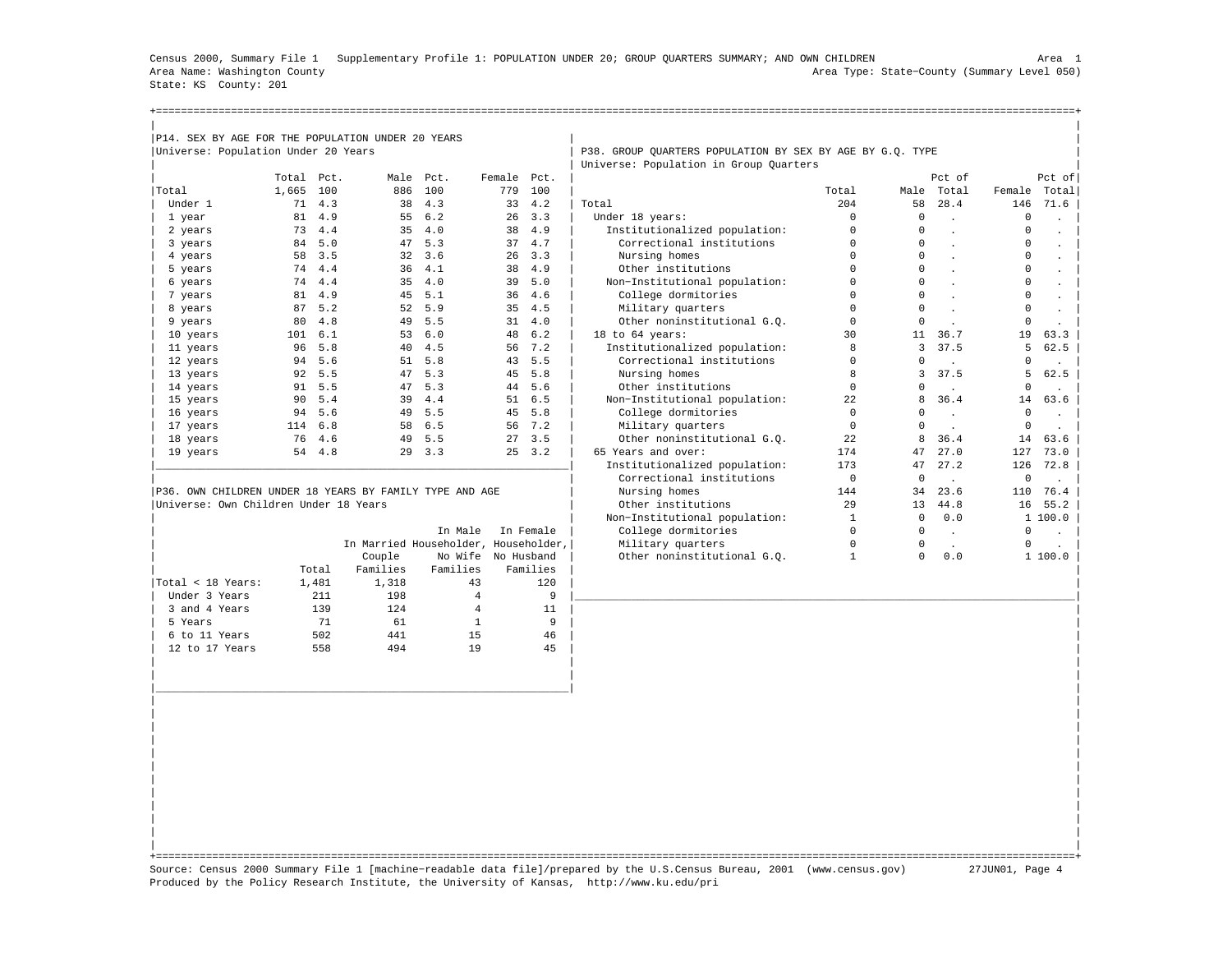Census 2000, Summary File 1 Supplementary Profile 1: POPULATION UNDER 20; GROUP QUARTERS SUMMARY; AND OWN CHILDREN Area 1
Area Name: Washington County Area Type: State-County (Summary Level 050)
State: KS County: 201

## P14. SEX BY AGE FOR THE POPULATION UNDER 20 YEARS

Universe: Population Under 20 Years

| | Total | Pct. | Male | Pct. | Female | Pct. |
|---|---|---|---|---|---|---|
| Total | 1,665 | 100 | 886 | 100 | 779 | 100 |
| Under 1 | 71 | 4.3 | 38 | 4.3 | 33 | 4.2 |
| 1 year | 81 | 4.9 | 55 | 6.2 | 26 | 3.3 |
| 2 years | 73 | 4.4 | 35 | 4.0 | 38 | 4.9 |
| 3 years | 84 | 5.0 | 47 | 5.3 | 37 | 4.7 |
| 4 years | 58 | 3.5 | 32 | 3.6 | 26 | 3.3 |
| 5 years | 74 | 4.4 | 36 | 4.1 | 38 | 4.9 |
| 6 years | 74 | 4.4 | 35 | 4.0 | 39 | 5.0 |
| 7 years | 81 | 4.9 | 45 | 5.1 | 36 | 4.6 |
| 8 years | 87 | 5.2 | 52 | 5.9 | 35 | 4.5 |
| 9 years | 80 | 4.8 | 49 | 5.5 | 31 | 4.0 |
| 10 years | 101 | 6.1 | 53 | 6.0 | 48 | 6.2 |
| 11 years | 96 | 5.8 | 40 | 4.5 | 56 | 7.2 |
| 12 years | 94 | 5.6 | 51 | 5.8 | 43 | 5.5 |
| 13 years | 92 | 5.5 | 47 | 5.3 | 45 | 5.8 |
| 14 years | 91 | 5.5 | 47 | 5.3 | 44 | 5.6 |
| 15 years | 90 | 5.4 | 39 | 4.4 | 51 | 6.5 |
| 16 years | 94 | 5.6 | 49 | 5.5 | 45 | 5.8 |
| 17 years | 114 | 6.8 | 58 | 6.5 | 56 | 7.2 |
| 18 years | 76 | 4.6 | 49 | 5.5 | 27 | 3.5 |
| 19 years | 54 | 4.8 | 29 | 3.3 | 25 | 3.2 |

## P36. OWN CHILDREN UNDER 18 YEARS BY FAMILY TYPE AND AGE

Universe: Own Children Under 18 Years

| | Total | In Married Couple Families | In Male Householder, No Wife Families | In Female Householder, No Husband Families |
|---|---|---|---|---|
| Total < 18 Years: | 1,481 | 1,318 | 43 | 120 |
| Under 3 Years | 211 | 198 | 4 | 9 |
| 3 and 4 Years | 139 | 124 | 4 | 11 |
| 5 Years | 71 | 61 | 1 | 9 |
| 6 to 11 Years | 502 | 441 | 15 | 46 |
| 12 to 17 Years | 558 | 494 | 19 | 45 |

## P38. GROUP QUARTERS POPULATION BY SEX BY AGE BY G.Q. TYPE

Universe: Population in Group Quarters

| | Total | Male | Pct of Total | Female | Pct of Total |
|---|---|---|---|---|---|
| Total | 204 | 58 | 28.4 | 146 | 71.6 |
| Under 18 years: | 0 | 0 | . | 0 | . |
| Institutionalized population: | 0 | 0 | . | 0 | . |
| Correctional institutions | 0 | 0 | . | 0 | . |
| Nursing homes | 0 | 0 | . | 0 | . |
| Other institutions | 0 | 0 | . | 0 | . |
| Non-Institutional population: | 0 | 0 | . | 0 | . |
| College dormitories | 0 | 0 | . | 0 | . |
| Military quarters | 0 | 0 | . | 0 | . |
| Other noninstitutional G.Q. | 0 | 0 | . | 0 | . |
| 18 to 64 years: | 30 | 11 | 36.7 | 19 | 63.3 |
| Institutionalized population: | 8 | 3 | 37.5 | 5 | 62.5 |
| Correctional institutions | 0 | 0 | . | 0 | . |
| Nursing homes | 8 | 3 | 37.5 | 5 | 62.5 |
| Other institutions | 0 | 0 | . | 0 | . |
| Non-Institutional population: | 22 | 8 | 36.4 | 14 | 63.6 |
| College dormitories | 0 | 0 | . | 0 | . |
| Military quarters | 0 | 0 | . | 0 | . |
| Other noninstitutional G.Q. | 22 | 8 | 36.4 | 14 | 63.6 |
| 65 Years and over: | 174 | 47 | 27.0 | 127 | 73.0 |
| Institutionalized population: | 173 | 47 | 27.2 | 126 | 72.8 |
| Correctional institutions | 0 | 0 | . | 0 | . |
| Nursing homes | 144 | 34 | 23.6 | 110 | 76.4 |
| Other institutions | 29 | 13 | 44.8 | 16 | 55.2 |
| Non-Institutional population: | 1 | 0 | 0.0 | 1 | 100.0 |
| College dormitories | 0 | 0 | . | 0 | . |
| Military quarters | 0 | 0 | . | 0 | . |
| Other noninstitutional G.Q. | 1 | 0 | 0.0 | 1 | 100.0 |

Source: Census 2000 Summary File 1 [machine-readable data file]/prepared by the U.S.Census Bureau, 2001 (www.census.gov) 27JUN01
Produced by the Policy Research Institute, the University of Kansas, http://www.ku.edu/pri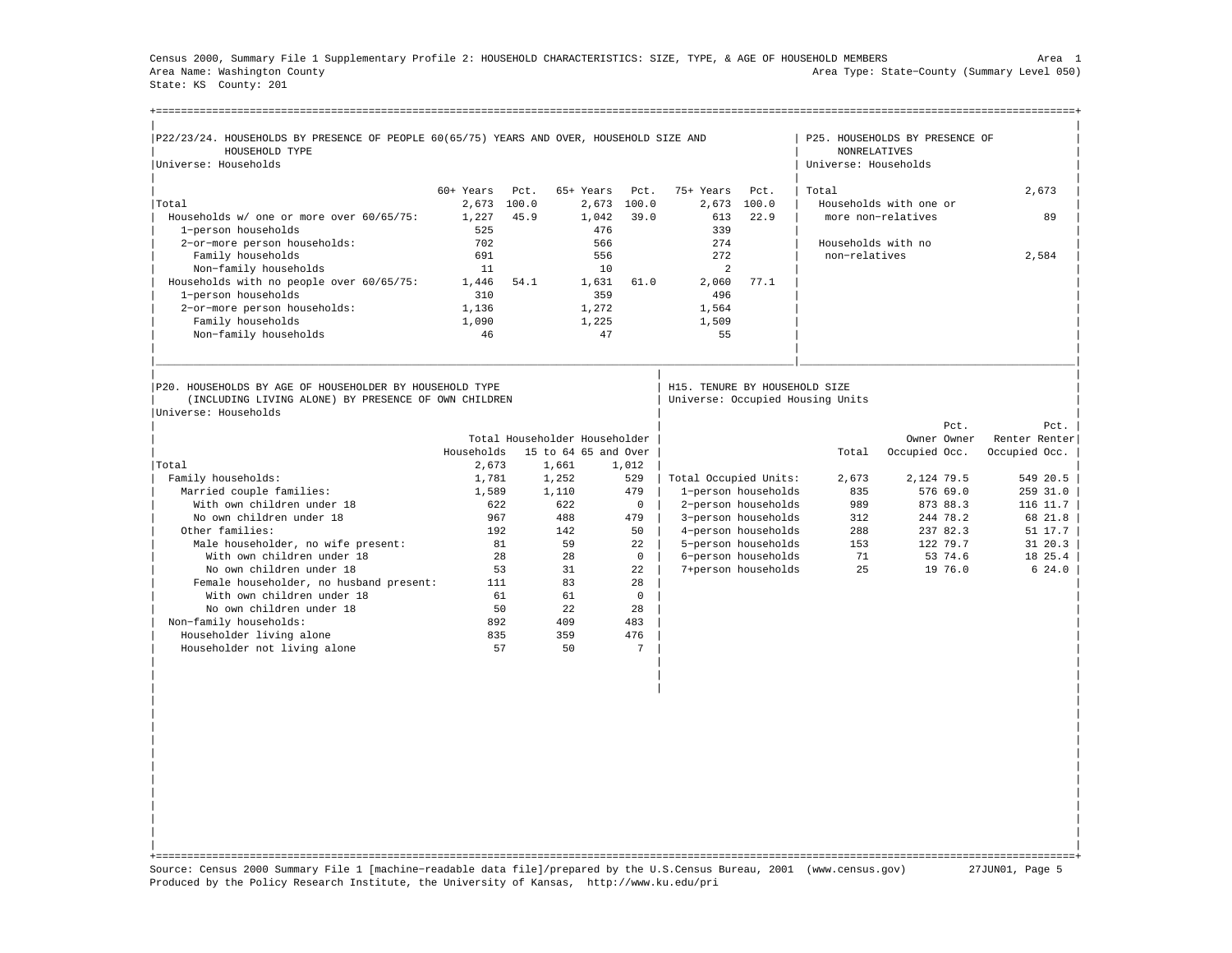Census 2000, Summary File 1 Supplementary Profile 2: HOUSEHOLD CHARACTERISTICS: SIZE, TYPE, & AGE OF HOUSEHOLD MEMBERS — Area 1

Area Name: Washington County — Area Type: State-County (Summary Level 050)

State: KS County: 201

## P22/23/24. HOUSEHOLDS BY PRESENCE OF PEOPLE 60(65/75) YEARS AND OVER, HOUSEHOLD SIZE AND HOUSEHOLD TYPE

Universe: Households

| | 60+ Years | Pct. | 65+ Years | Pct. | 75+ Years | Pct. |
|---|---|---|---|---|---|---|
| Total | 2,673 | 100.0 | 2,673 | 100.0 | 2,673 | 100.0 |
| Households w/ one or more over 60/65/75: | 1,227 | 45.9 | 1,042 | 39.0 | 613 | 22.9 |
| 1-person households | 525 | | 476 | | 339 | |
| 2-or-more person households: | 702 | | 566 | | 274 | |
| Family households | 691 | | 556 | | 272 | |
| Non-family households | 11 | | 10 | | 2 | |
| Households with no people over 60/65/75: | 1,446 | 54.1 | 1,631 | 61.0 | 2,060 | 77.1 |
| 1-person households | 310 | | 359 | | 496 | |
| 2-or-more person households: | 1,136 | | 1,272 | | 1,564 | |
| Family households | 1,090 | | 1,225 | | 1,509 | |
| Non-family households | 46 | | 47 | | 55 | |

## P25. HOUSEHOLDS BY PRESENCE OF NONRELATIVES

Universe: Households

| | |
|---|---|
| Total | 2,673 |
| Households with one or more non-relatives | 89 |
| Households with no non-relatives | 2,584 |

## P20. HOUSEHOLDS BY AGE OF HOUSEHOLDER BY HOUSEHOLD TYPE (INCLUDING LIVING ALONE) BY PRESENCE OF OWN CHILDREN

Universe: Households

| | Total Households | Householder 15 to 64 | Householder 65 and Over |
|---|---|---|---|
| Total | 2,673 | 1,661 | 1,012 |
| Family households: | 1,781 | 1,252 | 529 |
| Married couple families: | 1,589 | 1,110 | 479 |
| With own children under 18 | 622 | 622 | 0 |
| No own children under 18 | 967 | 488 | 479 |
| Other families: | 192 | 142 | 50 |
| Male householder, no wife present: | 81 | 59 | 22 |
| With own children under 18 | 28 | 28 | 0 |
| No own children under 18 | 53 | 31 | 22 |
| Female householder, no husband present: | 111 | 83 | 28 |
| With own children under 18 | 61 | 61 | 0 |
| No own children under 18 | 50 | 22 | 28 |
| Non-family households: | 892 | 409 | 483 |
| Householder living alone | 835 | 359 | 476 |
| Householder not living alone | 57 | 50 | 7 |

## H15. TENURE BY HOUSEHOLD SIZE

Universe: Occupied Housing Units

| | Total | Owner Occupied | Pct. Owner Occ. | Renter Occupied | Pct. Renter Occ. |
|---|---|---|---|---|---|
| Total Occupied Units: | 2,673 | 2,124 | 79.5 | 549 | 20.5 |
| 1-person households | 835 | 576 | 69.0 | 259 | 31.0 |
| 2-person households | 989 | 873 | 88.3 | 116 | 11.7 |
| 3-person households | 312 | 244 | 78.2 | 68 | 21.8 |
| 4-person households | 288 | 237 | 82.3 | 51 | 17.7 |
| 5-person households | 153 | 122 | 79.7 | 31 | 20.3 |
| 6-person households | 71 | 53 | 74.6 | 18 | 25.4 |
| 7+person households | 25 | 19 | 76.0 | 6 | 24.0 |

Source: Census 2000 Summary File 1 [machine-readable data file]/prepared by the U.S.Census Bureau, 2001 (www.census.gov) 27JUN01

Produced by the Policy Research Institute, the University of Kansas, http://www.ku.edu/pri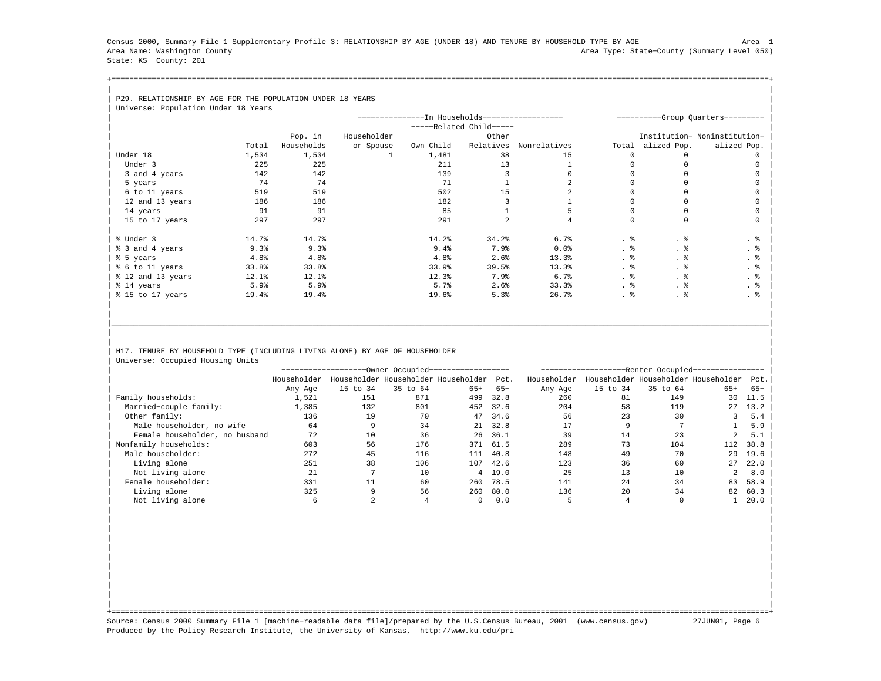Census 2000, Summary File 1 Supplementary Profile 3: RELATIONSHIP BY AGE (UNDER 18) AND TENURE BY HOUSEHOLD TYPE BY AGE

Area 1

Area Name: Washington County

Area Type: State−County (Summary Level 050)

State: KS County: 201

## P29. RELATIONSHIP BY AGE FOR THE POPULATION UNDER 18 YEARS

Universe: Population Under 18 Years

| | | In Households | | | | | Group Quarters | | |
|---|---|---|---|---|---|---|---|---|---|
| | | | | Related Child | | | | | |
| | Total | Pop. in Households | Householder or Spouse | Own Child | Other Relatives | Nonrelatives | Total | Institutionalized Pop. | Noninstitutionalized Pop. |
| Under 18 | 1,534 | 1,534 | 1 | 1,481 | 38 | 15 | 0 | 0 | 0 |
| Under 3 | 225 | 225 | | 211 | 13 | 1 | 0 | 0 | 0 |
| 3 and 4 years | 142 | 142 | | 139 | 3 | 0 | 0 | 0 | 0 |
| 5 years | 74 | 74 | | 71 | 1 | 2 | 0 | 0 | 0 |
| 6 to 11 years | 519 | 519 | | 502 | 15 | 2 | 0 | 0 | 0 |
| 12 and 13 years | 186 | 186 | | 182 | 3 | 1 | 0 | 0 | 0 |
| 14 years | 91 | 91 | | 85 | 1 | 5 | 0 | 0 | 0 |
| 15 to 17 years | 297 | 297 | | 291 | 2 | 4 | 0 | 0 | 0 |
| % Under 3 | 14.7% | 14.7% | | 14.2% | 34.2% | 6.7% | . % | . % | . % |
| % 3 and 4 years | 9.3% | 9.3% | | 9.4% | 7.9% | 0.0% | . % | . % | . % |
| % 5 years | 4.8% | 4.8% | | 4.8% | 2.6% | 13.3% | . % | . % | . % |
| % 6 to 11 years | 33.8% | 33.8% | | 33.9% | 39.5% | 13.3% | . % | . % | . % |
| % 12 and 13 years | 12.1% | 12.1% | | 12.3% | 7.9% | 6.7% | . % | . % | . % |
| % 14 years | 5.9% | 5.9% | | 5.7% | 2.6% | 33.3% | . % | . % | . % |
| % 15 to 17 years | 19.4% | 19.4% | | 19.6% | 5.3% | 26.7% | . % | . % | . % |

## H17. TENURE BY HOUSEHOLD TYPE (INCLUDING LIVING ALONE) BY AGE OF HOUSEHOLDER

Universe: Occupied Housing Units

| | Owner Occupied | | | | | Renter Occupied | | | | |
|---|---|---|---|---|---|---|---|---|---|---|
| | Householder Any Age | Householder 15 to 34 | Householder 35 to 64 | Householder 65+ | Pct. 65+ | Householder Any Age | Householder 15 to 34 | Householder 35 to 64 | Householder 65+ | Pct. 65+ |
| Family households: | 1,521 | 151 | 871 | 499 | 32.8 | 260 | 81 | 149 | 30 | 11.5 |
| Married−couple family: | 1,385 | 132 | 801 | 452 | 32.6 | 204 | 58 | 119 | 27 | 13.2 |
| Other family: | 136 | 19 | 70 | 47 | 34.6 | 56 | 23 | 30 | 3 | 5.4 |
| Male householder, no wife | 64 | 9 | 34 | 21 | 32.8 | 17 | 9 | 7 | 1 | 5.9 |
| Female householder, no husband | 72 | 10 | 36 | 26 | 36.1 | 39 | 14 | 23 | 2 | 5.1 |
| Nonfamily households: | 603 | 56 | 176 | 371 | 61.5 | 289 | 73 | 104 | 112 | 38.8 |
| Male householder: | 272 | 45 | 116 | 111 | 40.8 | 148 | 49 | 70 | 29 | 19.6 |
| Living alone | 251 | 38 | 106 | 107 | 42.6 | 123 | 36 | 60 | 27 | 22.0 |
| Not living alone | 21 | 7 | 10 | 4 | 19.0 | 25 | 13 | 10 | 2 | 8.0 |
| Female householder: | 331 | 11 | 60 | 260 | 78.5 | 141 | 24 | 34 | 83 | 58.9 |
| Living alone | 325 | 9 | 56 | 260 | 80.0 | 136 | 20 | 34 | 82 | 60.3 |
| Not living alone | 6 | 2 | 4 | 0 | 0.0 | 5 | 4 | 0 | 1 | 20.0 |

Source: Census 2000 Summary File 1 [machine−readable data file]/prepared by the U.S.Census Bureau, 2001 (www.census.gov) 27JUN01, Page 6

Produced by the Policy Research Institute, the University of Kansas, http://www.ku.edu/pri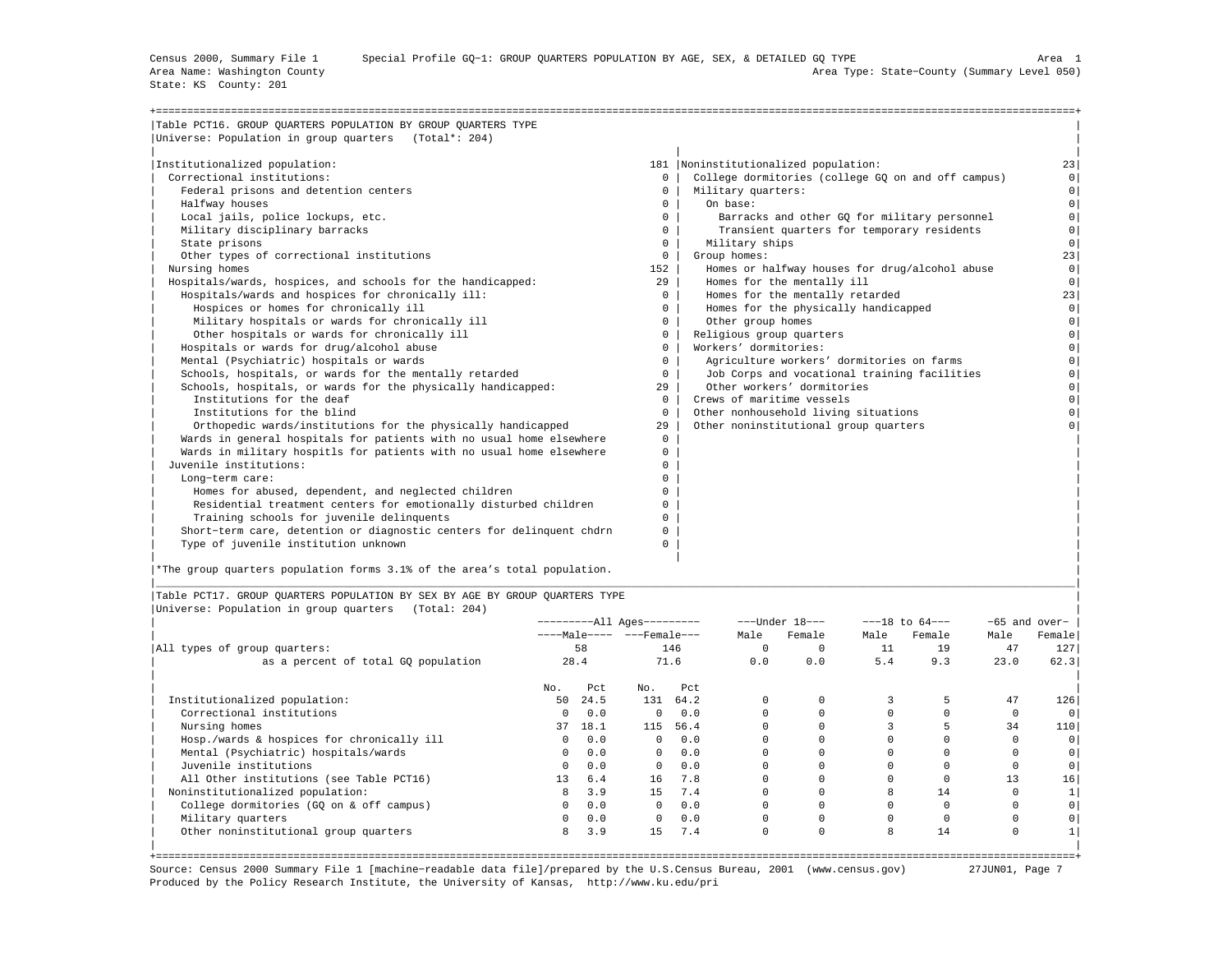Census 2000, Summary File 1 Special Profile GQ-1: GROUP QUARTERS POPULATION BY AGE, SEX, & DETAILED GQ TYPE Area 1
Area Name: Washington County Area Type: State-County (Summary Level 050)
State: KS County: 201

## Table PCT16. GROUP QUARTERS POPULATION BY GROUP QUARTERS TYPE

Universe: Population in group quarters (Total*: 204)

| Category | Count |
|---|---|
| Institutionalized population: | 181 |
| Correctional institutions: | 0 |
| Federal prisons and detention centers | 0 |
| Halfway houses | 0 |
| Local jails, police lockups, etc. | 0 |
| Military disciplinary barracks | 0 |
| State prisons | 0 |
| Other types of correctional institutions | 0 |
| Nursing homes | 152 |
| Hospitals/wards, hospices, and schools for the handicapped: | 29 |
| Hospitals/wards and hospices for chronically ill: | 0 |
| Hospices or homes for chronically ill | 0 |
| Military hospitals or wards for chronically ill | 0 |
| Other hospitals or wards for chronically ill | 0 |
| Hospitals or wards for drug/alcohol abuse | 0 |
| Mental (Psychiatric) hospitals or wards | 0 |
| Schools, hospitals, or wards for the mentally retarded | 0 |
| Schools, hospitals, or wards for the physically handicapped: | 29 |
| Institutions for the deaf | 0 |
| Institutions for the blind | 0 |
| Orthopedic wards/institutions for the physically handicapped | 29 |
| Wards in general hospitals for patients with no usual home elsewhere | 0 |
| Wards in military hospitls for patients with no usual home elsewhere | 0 |
| Juvenile institutions: | 0 |
| Long-term care: | 0 |
| Homes for abused, dependent, and neglected children | 0 |
| Residential treatment centers for emotionally disturbed children | 0 |
| Training schools for juvenile delinquents | 0 |
| Short-term care, detention or diagnostic centers for delinquent chdrn | 0 |
| Type of juvenile institution unknown | 0 |
| Noninstitutionalized population: | 23 |
| College dormitories (college GQ on and off campus) | 0 |
| Military quarters: | 0 |
| On base: | 0 |
| Barracks and other GQ for military personnel | 0 |
| Transient quarters for temporary residents | 0 |
| Military ships | 0 |
| Group homes: | 23 |
| Homes or halfway houses for drug/alcohol abuse | 0 |
| Homes for the mentally ill | 0 |
| Homes for the mentally retarded | 23 |
| Homes for the physically handicapped | 0 |
| Other group homes | 0 |
| Religious group quarters | 0 |
| Workers' dormitories: | 0 |
| Agriculture workers' dormitories on farms | 0 |
| Job Corps and vocational training facilities | 0 |
| Other workers' dormitories | 0 |
| Crews of maritime vessels | 0 |
| Other nonhousehold living situations | 0 |
| Other noninstitutional group quarters | 0 |

*The group quarters population forms 3.1% of the area's total population.

## Table PCT17. GROUP QUARTERS POPULATION BY SEX BY AGE BY GROUP QUARTERS TYPE

Universe: Population in group quarters (Total: 204)

| | All Ages | | | | Under 18 | | 18 to 64 | | 65 and over | |
|---|---|---|---|---|---|---|---|---|---|---|
| | Male | | Female | | Male | Female | Male | Female | Male | Female |
| All types of group quarters: | 58 | | 146 | | 0 | 0 | 11 | 19 | 47 | 127 |
| as a percent of total GQ population | 28.4 | | 71.6 | | 0.0 | 0.0 | 5.4 | 9.3 | 23.0 | 62.3 |
| | No. | Pct | No. | Pct | | | | | | |
| Institutionalized population: | 50 | 24.5 | 131 | 64.2 | 0 | 0 | 3 | 5 | 47 | 126 |
| Correctional institutions | 0 | 0.0 | 0 | 0.0 | 0 | 0 | 0 | 0 | 0 | 0 |
| Nursing homes | 37 | 18.1 | 115 | 56.4 | 0 | 0 | 3 | 5 | 34 | 110 |
| Hosp./wards & hospices for chronically ill | 0 | 0.0 | 0 | 0.0 | 0 | 0 | 0 | 0 | 0 | 0 |
| Mental (Psychiatric) hospitals/wards | 0 | 0.0 | 0 | 0.0 | 0 | 0 | 0 | 0 | 0 | 0 |
| Juvenile institutions | 0 | 0.0 | 0 | 0.0 | 0 | 0 | 0 | 0 | 0 | 0 |
| All Other institutions (see Table PCT16) | 13 | 6.4 | 16 | 7.8 | 0 | 0 | 0 | 0 | 13 | 16 |
| Noninstitutionalized population: | 8 | 3.9 | 15 | 7.4 | 0 | 0 | 8 | 14 | 0 | 1 |
| College dormitories (GQ on & off campus) | 0 | 0.0 | 0 | 0.0 | 0 | 0 | 0 | 0 | 0 | 0 |
| Military quarters | 0 | 0.0 | 0 | 0.0 | 0 | 0 | 0 | 0 | 0 | 0 |
| Other noninstitutional group quarters | 8 | 3.9 | 15 | 7.4 | 0 | 0 | 8 | 14 | 0 | 1 |

Source: Census 2000 Summary File 1 [machine-readable data file]/prepared by the U.S.Census Bureau, 2001 (www.census.gov) 27JUN01
Produced by the Policy Research Institute, the University of Kansas, http://www.ku.edu/pri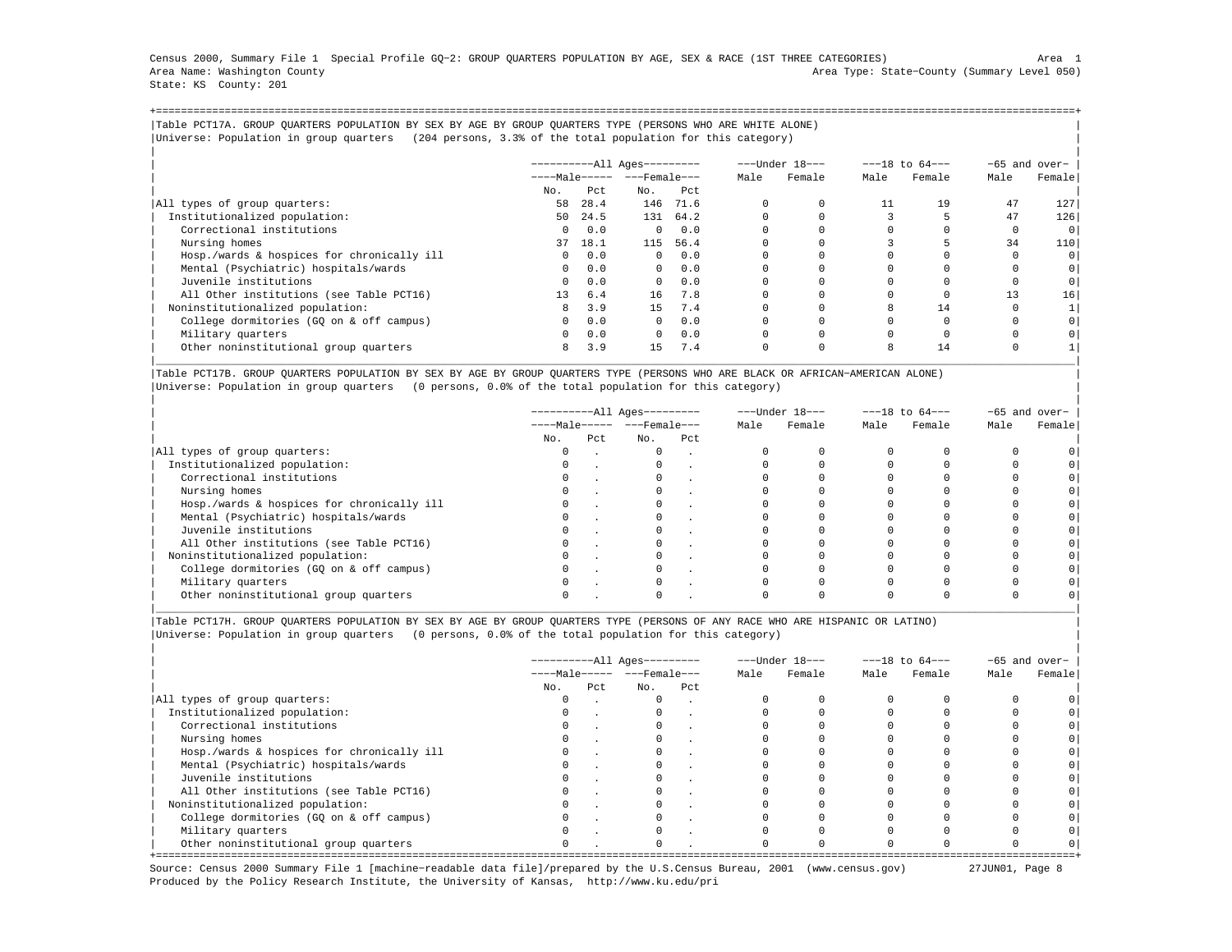Census 2000, Summary File 1 Special Profile GQ−2: GROUP QUARTERS POPULATION BY AGE, SEX & RACE (1ST THREE CATEGORIES)
Area Name: Washington County
State: KS County: 201

Area 1
Area Type: State−County (Summary Level 050)

Table PCT17A. GROUP QUARTERS POPULATION BY SEX BY AGE BY GROUP QUARTERS TYPE (PERSONS WHO ARE WHITE ALONE)
Universe: Population in group quarters (204 persons, 3.3% of the total population for this category)

| | All Ages | | | | Under 18 | | 18 to 64 | | 65 and over | |
|---|---|---|---|---|---|---|---|---|---|---|
| | Male | | Female | | | | | | | |
| | No. | Pct | No. | Pct | Male | Female | Male | Female | Male | Female |
| All types of group quarters: | 58 | 28.4 | 146 | 71.6 | 0 | 0 | 11 | 19 | 47 | 127 |
| Institutionalized population: | 50 | 24.5 | 131 | 64.2 | 0 | 0 | 3 | 5 | 47 | 126 |
| Correctional institutions | 0 | 0.0 | 0 | 0.0 | 0 | 0 | 0 | 0 | 0 | 0 |
| Nursing homes | 37 | 18.1 | 115 | 56.4 | 0 | 0 | 3 | 5 | 34 | 110 |
| Hosp./wards & hospices for chronically ill | 0 | 0.0 | 0 | 0.0 | 0 | 0 | 0 | 0 | 0 | 0 |
| Mental (Psychiatric) hospitals/wards | 0 | 0.0 | 0 | 0.0 | 0 | 0 | 0 | 0 | 0 | 0 |
| Juvenile institutions | 0 | 0.0 | 0 | 0.0 | 0 | 0 | 0 | 0 | 0 | 0 |
| All Other institutions (see Table PCT16) | 13 | 6.4 | 16 | 7.8 | 0 | 0 | 0 | 0 | 13 | 16 |
| Noninstitutionalized population: | 8 | 3.9 | 15 | 7.4 | 0 | 0 | 8 | 14 | 0 | 1 |
| College dormitories (GQ on & off campus) | 0 | 0.0 | 0 | 0.0 | 0 | 0 | 0 | 0 | 0 | 0 |
| Military quarters | 0 | 0.0 | 0 | 0.0 | 0 | 0 | 0 | 0 | 0 | 0 |
| Other noninstitutional group quarters | 8 | 3.9 | 15 | 7.4 | 0 | 0 | 8 | 14 | 0 | 1 |

Table PCT17B. GROUP QUARTERS POPULATION BY SEX BY AGE BY GROUP QUARTERS TYPE (PERSONS WHO ARE BLACK OR AFRICAN−AMERICAN ALONE)
Universe: Population in group quarters (0 persons, 0.0% of the total population for this category)

| | All Ages | | | | Under 18 | | 18 to 64 | | 65 and over | |
|---|---|---|---|---|---|---|---|---|---|---|
| | Male | | Female | | | | | | | |
| | No. | Pct | No. | Pct | Male | Female | Male | Female | Male | Female |
| All types of group quarters: | 0 | . | 0 | . | 0 | 0 | 0 | 0 | 0 | 0 |
| Institutionalized population: | 0 | . | 0 | . | 0 | 0 | 0 | 0 | 0 | 0 |
| Correctional institutions | 0 | . | 0 | . | 0 | 0 | 0 | 0 | 0 | 0 |
| Nursing homes | 0 | . | 0 | . | 0 | 0 | 0 | 0 | 0 | 0 |
| Hosp./wards & hospices for chronically ill | 0 | . | 0 | . | 0 | 0 | 0 | 0 | 0 | 0 |
| Mental (Psychiatric) hospitals/wards | 0 | . | 0 | . | 0 | 0 | 0 | 0 | 0 | 0 |
| Juvenile institutions | 0 | . | 0 | . | 0 | 0 | 0 | 0 | 0 | 0 |
| All Other institutions (see Table PCT16) | 0 | . | 0 | . | 0 | 0 | 0 | 0 | 0 | 0 |
| Noninstitutionalized population: | 0 | . | 0 | . | 0 | 0 | 0 | 0 | 0 | 0 |
| College dormitories (GQ on & off campus) | 0 | . | 0 | . | 0 | 0 | 0 | 0 | 0 | 0 |
| Military quarters | 0 | . | 0 | . | 0 | 0 | 0 | 0 | 0 | 0 |
| Other noninstitutional group quarters | 0 | . | 0 | . | 0 | 0 | 0 | 0 | 0 | 0 |

Table PCT17H. GROUP QUARTERS POPULATION BY SEX BY AGE BY GROUP QUARTERS TYPE (PERSONS OF ANY RACE WHO ARE HISPANIC OR LATINO)
Universe: Population in group quarters (0 persons, 0.0% of the total population for this category)

| | All Ages | | | | Under 18 | | 18 to 64 | | 65 and over | |
|---|---|---|---|---|---|---|---|---|---|---|
| | Male | | Female | | | | | | | |
| | No. | Pct | No. | Pct | Male | Female | Male | Female | Male | Female |
| All types of group quarters: | 0 | . | 0 | . | 0 | 0 | 0 | 0 | 0 | 0 |
| Institutionalized population: | 0 | . | 0 | . | 0 | 0 | 0 | 0 | 0 | 0 |
| Correctional institutions | 0 | . | 0 | . | 0 | 0 | 0 | 0 | 0 | 0 |
| Nursing homes | 0 | . | 0 | . | 0 | 0 | 0 | 0 | 0 | 0 |
| Hosp./wards & hospices for chronically ill | 0 | . | 0 | . | 0 | 0 | 0 | 0 | 0 | 0 |
| Mental (Psychiatric) hospitals/wards | 0 | . | 0 | . | 0 | 0 | 0 | 0 | 0 | 0 |
| Juvenile institutions | 0 | . | 0 | . | 0 | 0 | 0 | 0 | 0 | 0 |
| All Other institutions (see Table PCT16) | 0 | . | 0 | . | 0 | 0 | 0 | 0 | 0 | 0 |
| Noninstitutionalized population: | 0 | . | 0 | . | 0 | 0 | 0 | 0 | 0 | 0 |
| College dormitories (GQ on & off campus) | 0 | . | 0 | . | 0 | 0 | 0 | 0 | 0 | 0 |
| Military quarters | 0 | . | 0 | . | 0 | 0 | 0 | 0 | 0 | 0 |
| Other noninstitutional group quarters | 0 | . | 0 | . | 0 | 0 | 0 | 0 | 0 | 0 |

Source: Census 2000 Summary File 1 [machine−readable data file]/prepared by the U.S.Census Bureau, 2001 (www.census.gov) 27JUN01
Produced by the Policy Research Institute, the University of Kansas, http://www.ku.edu/pri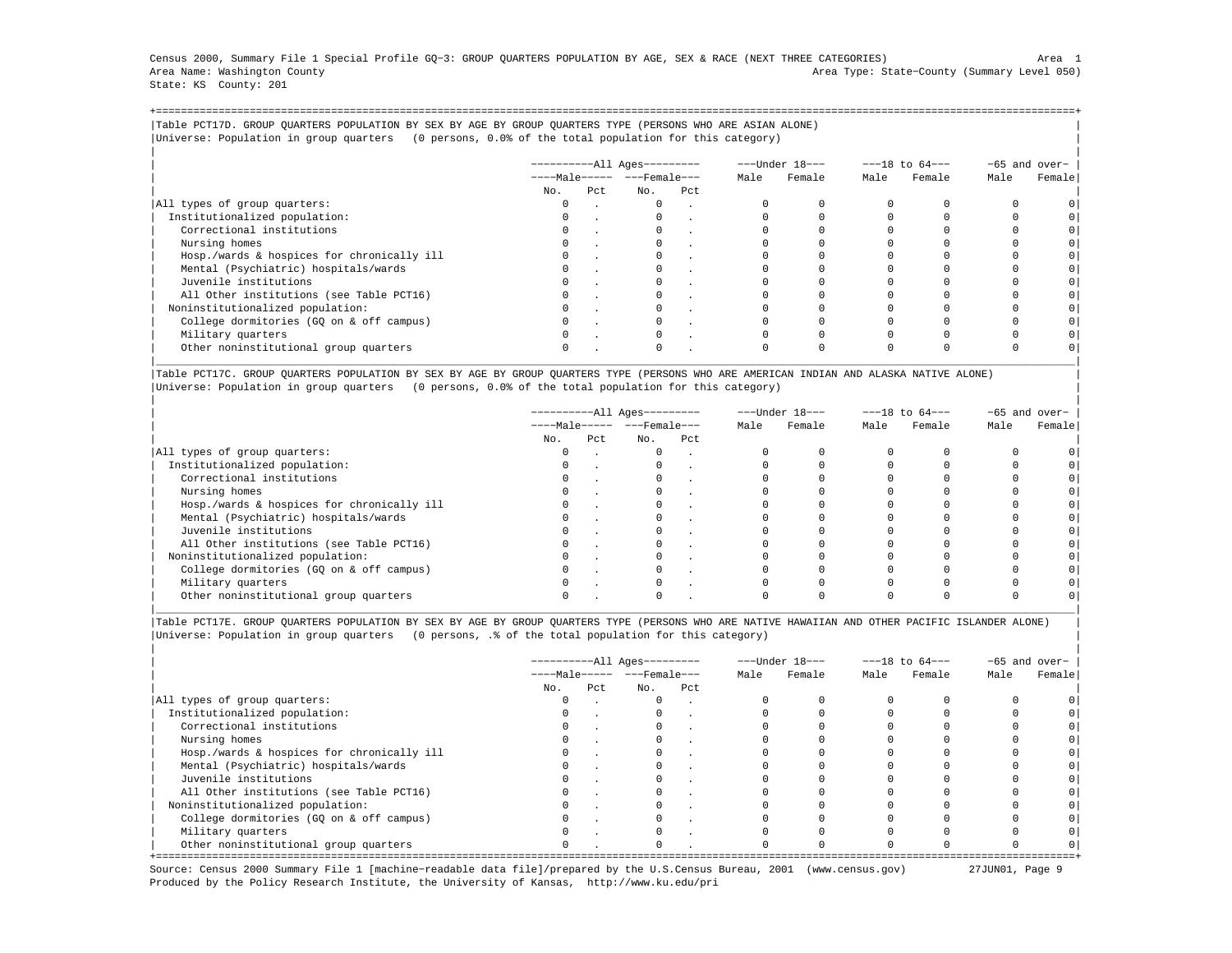Census 2000, Summary File 1 Special Profile GQ−3: GROUP QUARTERS POPULATION BY AGE, SEX & RACE (NEXT THREE CATEGORIES) Area 1
Area Name: Washington County Area Type: State−County (Summary Level 050)
State: KS County: 201

Table PCT17D. GROUP QUARTERS POPULATION BY SEX BY AGE BY GROUP QUARTERS TYPE (PERSONS WHO ARE ASIAN ALONE)
Universe: Population in group quarters (0 persons, 0.0% of the total population for this category)

| | All Ages | | | | Under 18 | | 18 to 64 | | 65 and over | |
|---|---|---|---|---|---|---|---|---|---|---|
| | Male | | Female | | Male | Female | Male | Female | Male | Female |
| | No. | Pct | No. | Pct | | | | | | |
| All types of group quarters: | 0 | . | 0 | . | 0 | 0 | 0 | 0 | 0 | 0 |
| Institutionalized population: | 0 | . | 0 | . | 0 | 0 | 0 | 0 | 0 | 0 |
| Correctional institutions | 0 | . | 0 | . | 0 | 0 | 0 | 0 | 0 | 0 |
| Nursing homes | 0 | . | 0 | . | 0 | 0 | 0 | 0 | 0 | 0 |
| Hosp./wards & hospices for chronically ill | 0 | . | 0 | . | 0 | 0 | 0 | 0 | 0 | 0 |
| Mental (Psychiatric) hospitals/wards | 0 | . | 0 | . | 0 | 0 | 0 | 0 | 0 | 0 |
| Juvenile institutions | 0 | . | 0 | . | 0 | 0 | 0 | 0 | 0 | 0 |
| All Other institutions (see Table PCT16) | 0 | . | 0 | . | 0 | 0 | 0 | 0 | 0 | 0 |
| Noninstitutionalized population: | 0 | . | 0 | . | 0 | 0 | 0 | 0 | 0 | 0 |
| College dormitories (GQ on & off campus) | 0 | . | 0 | . | 0 | 0 | 0 | 0 | 0 | 0 |
| Military quarters | 0 | . | 0 | . | 0 | 0 | 0 | 0 | 0 | 0 |
| Other noninstitutional group quarters | 0 | . | 0 | . | 0 | 0 | 0 | 0 | 0 | 0 |

Table PCT17C. GROUP QUARTERS POPULATION BY SEX BY AGE BY GROUP QUARTERS TYPE (PERSONS WHO ARE AMERICAN INDIAN AND ALASKA NATIVE ALONE)
Universe: Population in group quarters (0 persons, 0.0% of the total population for this category)

| | All Ages | | | | Under 18 | | 18 to 64 | | 65 and over | |
|---|---|---|---|---|---|---|---|---|---|---|
| | Male | | Female | | Male | Female | Male | Female | Male | Female |
| | No. | Pct | No. | Pct | | | | | | |
| All types of group quarters: | 0 | . | 0 | . | 0 | 0 | 0 | 0 | 0 | 0 |
| Institutionalized population: | 0 | . | 0 | . | 0 | 0 | 0 | 0 | 0 | 0 |
| Correctional institutions | 0 | . | 0 | . | 0 | 0 | 0 | 0 | 0 | 0 |
| Nursing homes | 0 | . | 0 | . | 0 | 0 | 0 | 0 | 0 | 0 |
| Hosp./wards & hospices for chronically ill | 0 | . | 0 | . | 0 | 0 | 0 | 0 | 0 | 0 |
| Mental (Psychiatric) hospitals/wards | 0 | . | 0 | . | 0 | 0 | 0 | 0 | 0 | 0 |
| Juvenile institutions | 0 | . | 0 | . | 0 | 0 | 0 | 0 | 0 | 0 |
| All Other institutions (see Table PCT16) | 0 | . | 0 | . | 0 | 0 | 0 | 0 | 0 | 0 |
| Noninstitutionalized population: | 0 | . | 0 | . | 0 | 0 | 0 | 0 | 0 | 0 |
| College dormitories (GQ on & off campus) | 0 | . | 0 | . | 0 | 0 | 0 | 0 | 0 | 0 |
| Military quarters | 0 | . | 0 | . | 0 | 0 | 0 | 0 | 0 | 0 |
| Other noninstitutional group quarters | 0 | . | 0 | . | 0 | 0 | 0 | 0 | 0 | 0 |

Table PCT17E. GROUP QUARTERS POPULATION BY SEX BY AGE BY GROUP QUARTERS TYPE (PERSONS WHO ARE NATIVE HAWAIIAN AND OTHER PACIFIC ISLANDER ALONE)
Universe: Population in group quarters (0 persons, .% of the total population for this category)

| | All Ages | | | | Under 18 | | 18 to 64 | | 65 and over | |
|---|---|---|---|---|---|---|---|---|---|---|
| | Male | | Female | | Male | Female | Male | Female | Male | Female |
| | No. | Pct | No. | Pct | | | | | | |
| All types of group quarters: | 0 | . | 0 | . | 0 | 0 | 0 | 0 | 0 | 0 |
| Institutionalized population: | 0 | . | 0 | . | 0 | 0 | 0 | 0 | 0 | 0 |
| Correctional institutions | 0 | . | 0 | . | 0 | 0 | 0 | 0 | 0 | 0 |
| Nursing homes | 0 | . | 0 | . | 0 | 0 | 0 | 0 | 0 | 0 |
| Hosp./wards & hospices for chronically ill | 0 | . | 0 | . | 0 | 0 | 0 | 0 | 0 | 0 |
| Mental (Psychiatric) hospitals/wards | 0 | . | 0 | . | 0 | 0 | 0 | 0 | 0 | 0 |
| Juvenile institutions | 0 | . | 0 | . | 0 | 0 | 0 | 0 | 0 | 0 |
| All Other institutions (see Table PCT16) | 0 | . | 0 | . | 0 | 0 | 0 | 0 | 0 | 0 |
| Noninstitutionalized population: | 0 | . | 0 | . | 0 | 0 | 0 | 0 | 0 | 0 |
| College dormitories (GQ on & off campus) | 0 | . | 0 | . | 0 | 0 | 0 | 0 | 0 | 0 |
| Military quarters | 0 | . | 0 | . | 0 | 0 | 0 | 0 | 0 | 0 |
| Other noninstitutional group quarters | 0 | . | 0 | . | 0 | 0 | 0 | 0 | 0 | 0 |

Source: Census 2000 Summary File 1 [machine−readable data file]/prepared by the U.S.Census Bureau, 2001 (www.census.gov) 27JUN01
Produced by the Policy Research Institute, the University of Kansas, http://www.ku.edu/pri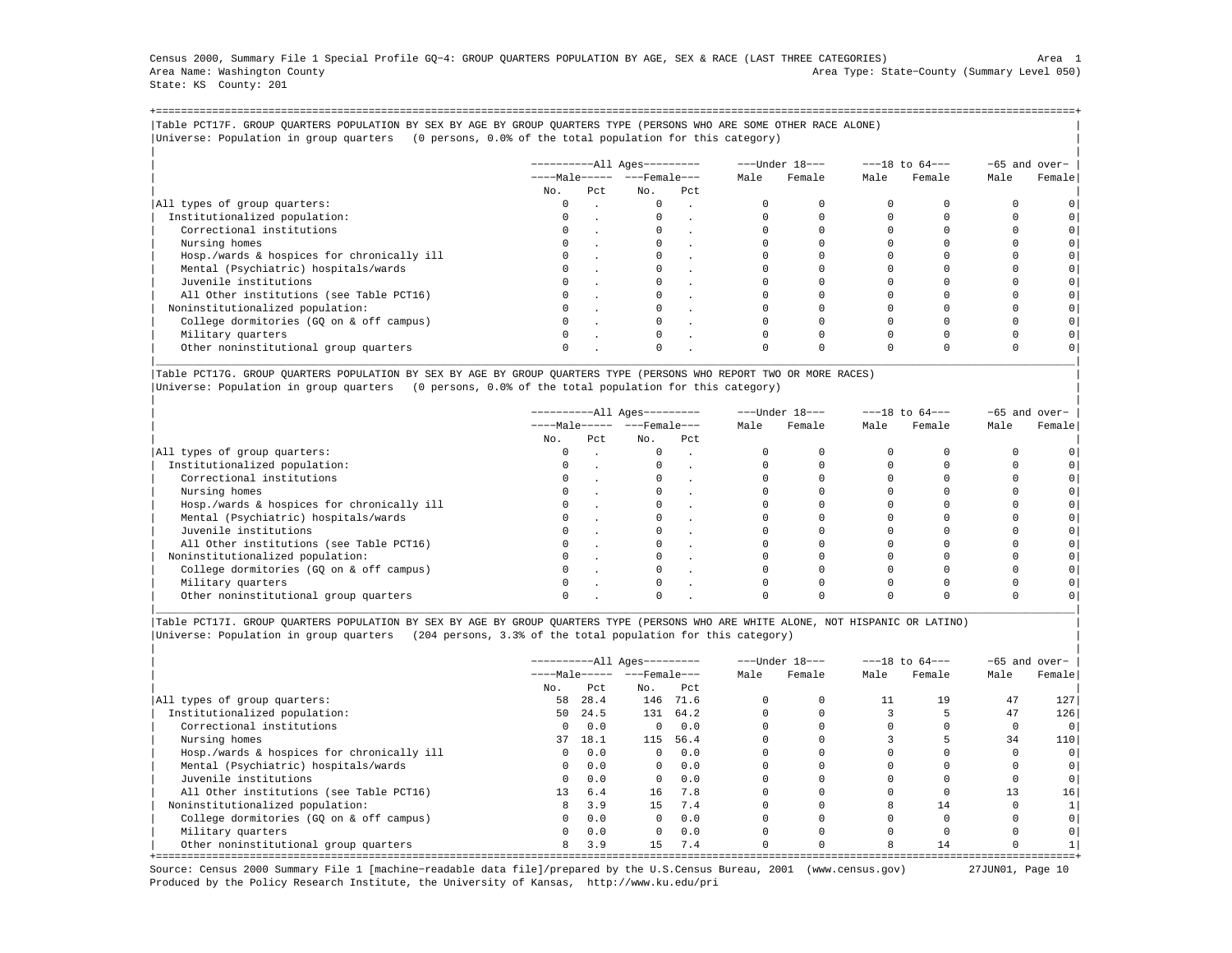Census 2000, Summary File 1 Special Profile GQ−4: GROUP QUARTERS POPULATION BY AGE, SEX & RACE (LAST THREE CATEGORIES) Area 1
Area Name: Washington County Area Type: State−County (Summary Level 050)
State: KS County: 201

## Table PCT17F. GROUP QUARTERS POPULATION BY SEX BY AGE BY GROUP QUARTERS TYPE (PERSONS WHO ARE SOME OTHER RACE ALONE)

Universe: Population in group quarters (0 persons, 0.0% of the total population for this category)

| | All Ages | | | | Under 18 | | 18 to 64 | | 65 and over | |
|---|---|---|---|---|---|---|---|---|---|---|
| | Male | | Female | | Male | Female | Male | Female | Male | Female |
| | No. | Pct | No. | Pct | | | | | | |
| All types of group quarters: | 0 | . | 0 | . | 0 | 0 | 0 | 0 | 0 | 0 |
| Institutionalized population: | 0 | . | 0 | . | 0 | 0 | 0 | 0 | 0 | 0 |
| Correctional institutions | 0 | . | 0 | . | 0 | 0 | 0 | 0 | 0 | 0 |
| Nursing homes | 0 | . | 0 | . | 0 | 0 | 0 | 0 | 0 | 0 |
| Hosp./wards & hospices for chronically ill | 0 | . | 0 | . | 0 | 0 | 0 | 0 | 0 | 0 |
| Mental (Psychiatric) hospitals/wards | 0 | . | 0 | . | 0 | 0 | 0 | 0 | 0 | 0 |
| Juvenile institutions | 0 | . | 0 | . | 0 | 0 | 0 | 0 | 0 | 0 |
| All Other institutions (see Table PCT16) | 0 | . | 0 | . | 0 | 0 | 0 | 0 | 0 | 0 |
| Noninstitutionalized population: | 0 | . | 0 | . | 0 | 0 | 0 | 0 | 0 | 0 |
| College dormitories (GQ on & off campus) | 0 | . | 0 | . | 0 | 0 | 0 | 0 | 0 | 0 |
| Military quarters | 0 | . | 0 | . | 0 | 0 | 0 | 0 | 0 | 0 |
| Other noninstitutional group quarters | 0 | . | 0 | . | 0 | 0 | 0 | 0 | 0 | 0 |

## Table PCT17G. GROUP QUARTERS POPULATION BY SEX BY AGE BY GROUP QUARTERS TYPE (PERSONS WHO REPORT TWO OR MORE RACES)

Universe: Population in group quarters (0 persons, 0.0% of the total population for this category)

| | All Ages | | | | Under 18 | | 18 to 64 | | 65 and over | |
|---|---|---|---|---|---|---|---|---|---|---|
| | Male | | Female | | Male | Female | Male | Female | Male | Female |
| | No. | Pct | No. | Pct | | | | | | |
| All types of group quarters: | 0 | . | 0 | . | 0 | 0 | 0 | 0 | 0 | 0 |
| Institutionalized population: | 0 | . | 0 | . | 0 | 0 | 0 | 0 | 0 | 0 |
| Correctional institutions | 0 | . | 0 | . | 0 | 0 | 0 | 0 | 0 | 0 |
| Nursing homes | 0 | . | 0 | . | 0 | 0 | 0 | 0 | 0 | 0 |
| Hosp./wards & hospices for chronically ill | 0 | . | 0 | . | 0 | 0 | 0 | 0 | 0 | 0 |
| Mental (Psychiatric) hospitals/wards | 0 | . | 0 | . | 0 | 0 | 0 | 0 | 0 | 0 |
| Juvenile institutions | 0 | . | 0 | . | 0 | 0 | 0 | 0 | 0 | 0 |
| All Other institutions (see Table PCT16) | 0 | . | 0 | . | 0 | 0 | 0 | 0 | 0 | 0 |
| Noninstitutionalized population: | 0 | . | 0 | . | 0 | 0 | 0 | 0 | 0 | 0 |
| College dormitories (GQ on & off campus) | 0 | . | 0 | . | 0 | 0 | 0 | 0 | 0 | 0 |
| Military quarters | 0 | . | 0 | . | 0 | 0 | 0 | 0 | 0 | 0 |
| Other noninstitutional group quarters | 0 | . | 0 | . | 0 | 0 | 0 | 0 | 0 | 0 |

## Table PCT17I. GROUP QUARTERS POPULATION BY SEX BY AGE BY GROUP QUARTERS TYPE (PERSONS WHO ARE WHITE ALONE, NOT HISPANIC OR LATINO)

Universe: Population in group quarters (204 persons, 3.3% of the total population for this category)

| | All Ages | | | | Under 18 | | 18 to 64 | | 65 and over | |
|---|---|---|---|---|---|---|---|---|---|---|
| | Male | | Female | | Male | Female | Male | Female | Male | Female |
| | No. | Pct | No. | Pct | | | | | | |
| All types of group quarters: | 58 | 28.4 | 146 | 71.6 | 0 | 0 | 11 | 19 | 47 | 127 |
| Institutionalized population: | 50 | 24.5 | 131 | 64.2 | 0 | 0 | 3 | 5 | 47 | 126 |
| Correctional institutions | 0 | 0.0 | 0 | 0.0 | 0 | 0 | 0 | 0 | 0 | 0 |
| Nursing homes | 37 | 18.1 | 115 | 56.4 | 0 | 0 | 3 | 5 | 34 | 110 |
| Hosp./wards & hospices for chronically ill | 0 | 0.0 | 0 | 0.0 | 0 | 0 | 0 | 0 | 0 | 0 |
| Mental (Psychiatric) hospitals/wards | 0 | 0.0 | 0 | 0.0 | 0 | 0 | 0 | 0 | 0 | 0 |
| Juvenile institutions | 0 | 0.0 | 0 | 0.0 | 0 | 0 | 0 | 0 | 0 | 0 |
| All Other institutions (see Table PCT16) | 13 | 6.4 | 16 | 7.8 | 0 | 0 | 0 | 0 | 13 | 16 |
| Noninstitutionalized population: | 8 | 3.9 | 15 | 7.4 | 0 | 0 | 8 | 14 | 0 | 1 |
| College dormitories (GQ on & off campus) | 0 | 0.0 | 0 | 0.0 | 0 | 0 | 0 | 0 | 0 | 0 |
| Military quarters | 0 | 0.0 | 0 | 0.0 | 0 | 0 | 0 | 0 | 0 | 0 |
| Other noninstitutional group quarters | 8 | 3.9 | 15 | 7.4 | 0 | 0 | 8 | 14 | 0 | 1 |

Source: Census 2000 Summary File 1 [machine−readable data file]/prepared by the U.S.Census Bureau, 2001 (www.census.gov) 27JUN01, Page 10
Produced by the Policy Research Institute, the University of Kansas, http://www.ku.edu/pri